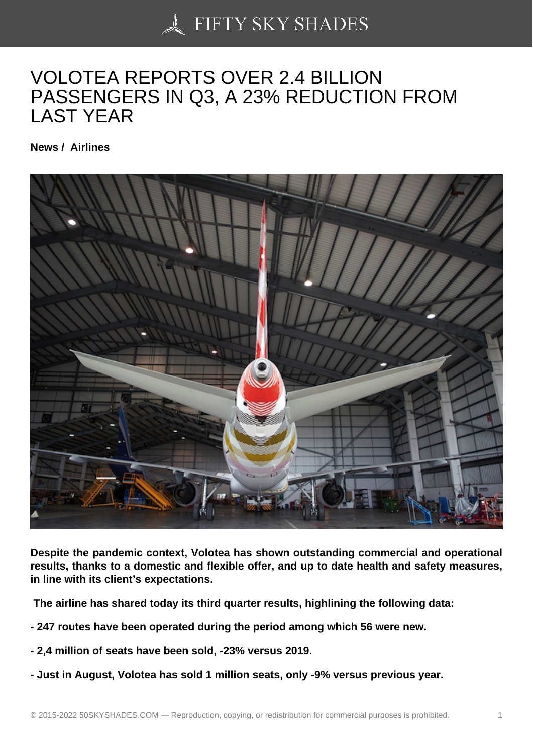# VOLOTEA REPORTS OVER 2.4 BILLION PASSENGERS IN Q3, A 23% REDUCTION FROM LAST YEAR

**News / Airlines**

**Despite the pandemic context, Volotea has shown outstanding commercial and operational results, thanks to a domestic and flexible offer, and up to date health and safety measures, in line with its client's expectations.**

**The airline has shared today its third quarter results, highlining the following data:**

**- 247 routes have been operated during the period among which 56 were new.**

**- 2,4 million of seats have been sold, -23% versus 2019.**

**- Just in August, Volotea has sold 1 million seats, only -9% versus previous year.**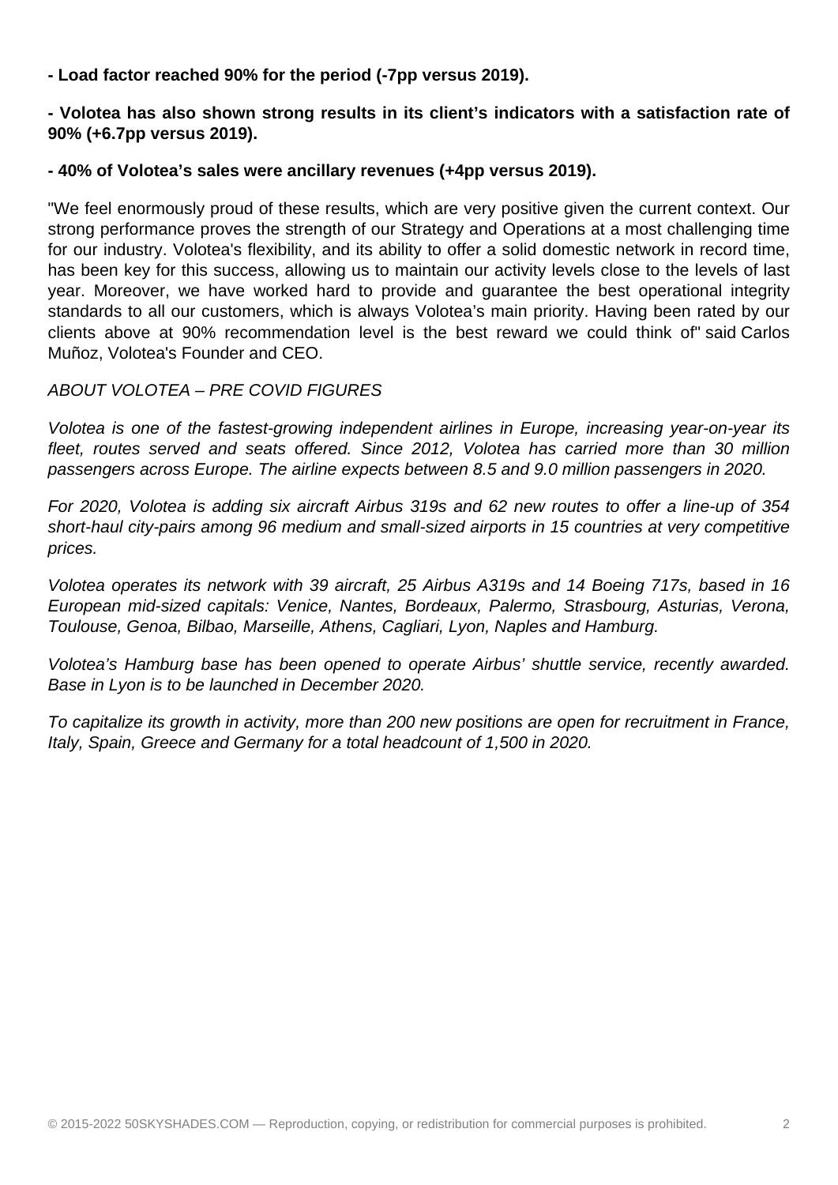**- Load factor reached 90% for the period (-7pp versus 2019).**

**- Volotea has also shown strong results in its client's indicators with a satisfaction rate of 90% (+6.7pp versus 2019).**

**- 40% of Volotea's sales were ancillary revenues (+4pp versus 2019).**

"We feel enormously proud of these results, which are very positive given the current context. Our strong performance proves the strength of our Strategy and Operations at a most challenging time for our industry. Volotea's flexibility, and its ability to offer a solid domestic network in record time, has been key for this success, allowing us to maintain our activity levels close to the levels of last year. Moreover, we have worked hard to provide and guarantee the best operational integrity standards to all our customers, which is always Volotea's main priority. Having been rated by our clients above at 90% recommendation level is the best reward we could think of" said Carlos Muñoz, Volotea's Founder and CEO.

*ABOUT VOLOTEA – PRE COVID FIGURES*

*Volotea is one of the fastest-growing independent airlines in Europe, increasing year-on-year its fleet, routes served and seats offered. Since 2012, Volotea has carried more than 30 million passengers across Europe. The airline expects between 8.5 and 9.0 million passengers in 2020.*

*For 2020, Volotea is adding six aircraft Airbus 319s and 62 new routes to offer a line-up of 354 short-haul city-pairs among 96 medium and small-sized airports in 15 countries at very competitive prices.*

*Volotea operates its network with 39 aircraft, 25 Airbus A319s and 14 Boeing 717s, based in 16 European mid-sized capitals: Venice, Nantes, Bordeaux, Palermo, Strasbourg, Asturias, Verona, Toulouse, Genoa, Bilbao, Marseille, Athens, Cagliari, Lyon, Naples and Hamburg.*

*Volotea's Hamburg base has been opened to operate Airbus' shuttle service, recently awarded. Base in Lyon is to be launched in December 2020.*

*To capitalize its growth in activity, more than 200 new positions are open for recruitment in France, Italy, Spain, Greece and Germany for a total headcount of 1,500 in 2020.*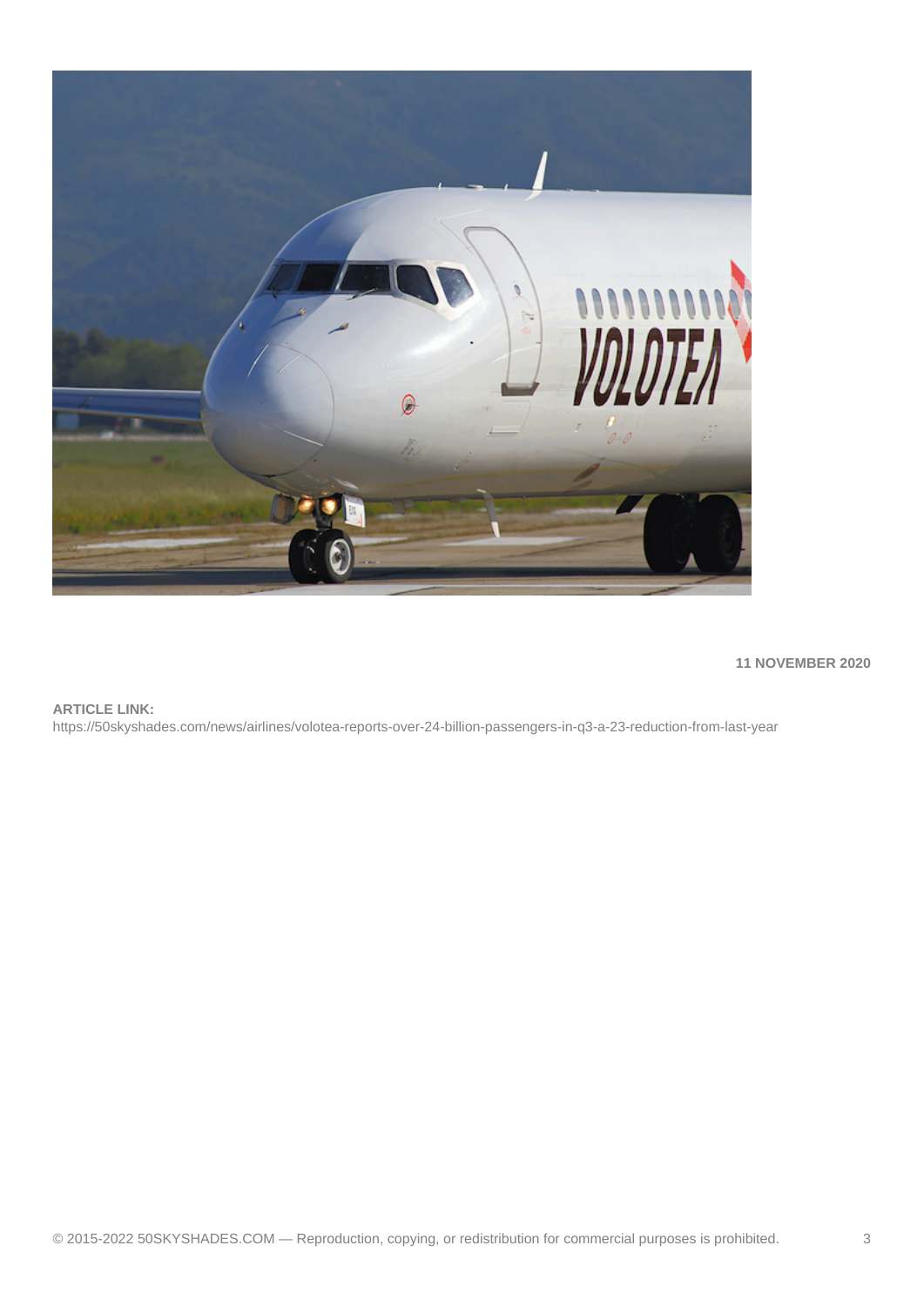**11 NOVEMBER 2020**

**ARTICLE LINK:**
https://50skyshades.com/news/airlines/volotea-reports-over-24-billion-passengers-in-q3-a-23-reduction-from-last-year

© 2015-2022 50SKYSHADES.COM — Reproduction, copying, or redistribution for commercial purposes is prohibited.